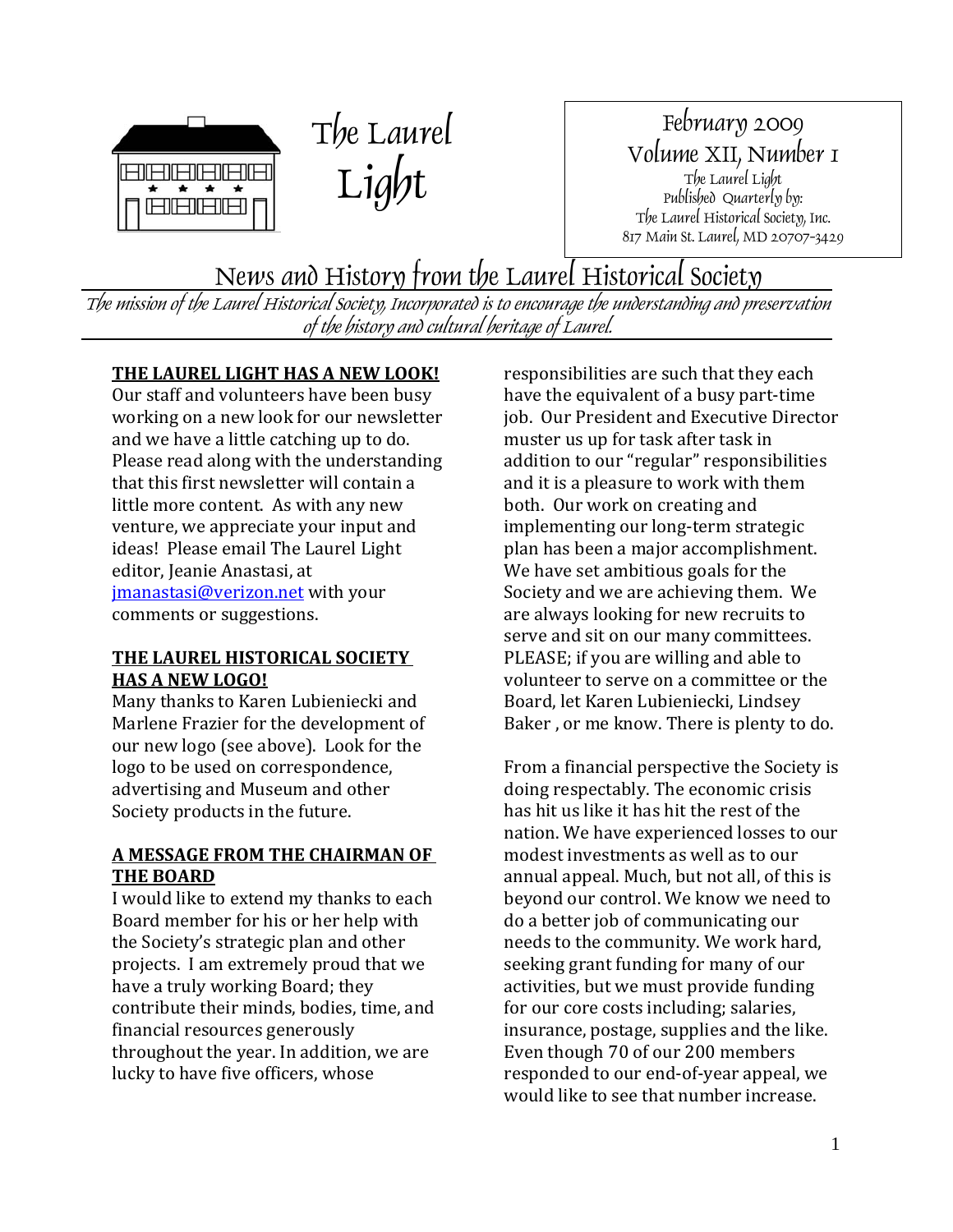# The Laurel Light

February 2009
Volume XII, Number 1
The Laurel Light
Published Quarterly by:
The Laurel Historical Society, Inc.
817 Main St. Laurel, MD 20707-3429

## News and History from the Laurel Historical Society

*The mission of the Laurel Historical Society, Incorporated is to encourage the understanding and preservation of the history and cultural heritage of Laurel.*

### THE LAUREL LIGHT HAS A NEW LOOK!

Our staff and volunteers have been busy working on a new look for our newsletter and we have a little catching up to do. Please read along with the understanding that this first newsletter will contain a little more content. As with any new venture, we appreciate your input and ideas! Please email The Laurel Light editor, Jeanie Anastasi, at jmanastasi@verizon.net with your comments or suggestions.

### THE LAUREL HISTORICAL SOCIETY HAS A NEW LOGO!

Many thanks to Karen Lubieniecki and Marlene Frazier for the development of our new logo (see above). Look for the logo to be used on correspondence, advertising and Museum and other Society products in the future.

### A MESSAGE FROM THE CHAIRMAN OF THE BOARD

I would like to extend my thanks to each Board member for his or her help with the Society's strategic plan and other projects. I am extremely proud that we have a truly working Board; they contribute their minds, bodies, time, and financial resources generously throughout the year. In addition, we are lucky to have five officers, whose responsibilities are such that they each have the equivalent of a busy part-time job. Our President and Executive Director muster us up for task after task in addition to our "regular" responsibilities and it is a pleasure to work with them both. Our work on creating and implementing our long-term strategic plan has been a major accomplishment. We have set ambitious goals for the Society and we are achieving them. We are always looking for new recruits to serve and sit on our many committees. PLEASE; if you are willing and able to volunteer to serve on a committee or the Board, let Karen Lubieniecki, Lindsey Baker , or me know. There is plenty to do.

From a financial perspective the Society is doing respectably. The economic crisis has hit us like it has hit the rest of the nation. We have experienced losses to our modest investments as well as to our annual appeal. Much, but not all, of this is beyond our control. We know we need to do a better job of communicating our needs to the community. We work hard, seeking grant funding for many of our activities, but we must provide funding for our core costs including; salaries, insurance, postage, supplies and the like. Even though 70 of our 200 members responded to our end-of-year appeal, we would like to see that number increase.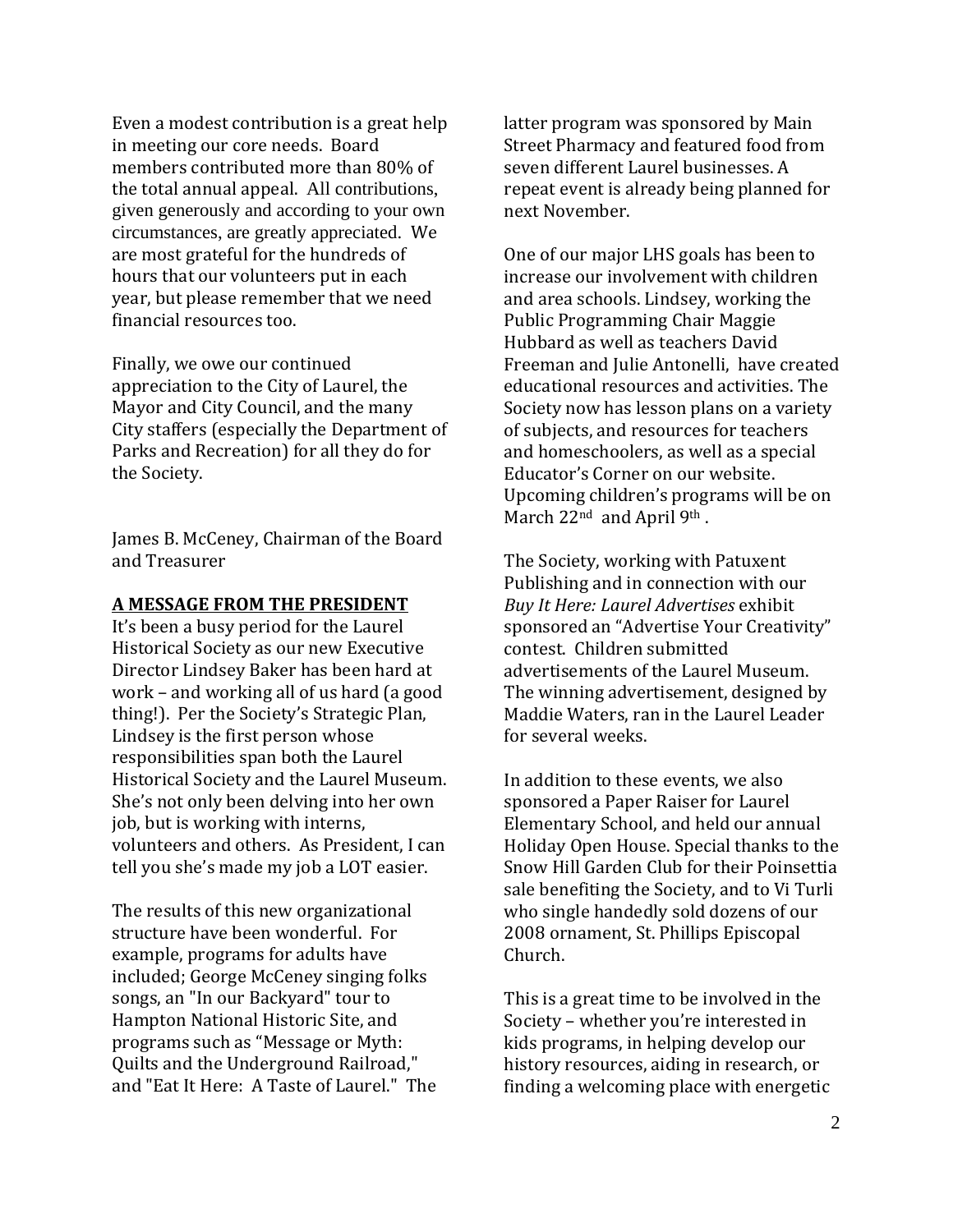Even a modest contribution is a great help in meeting our core needs. Board members contributed more than 80% of the total annual appeal. All contributions, given generously and according to your own circumstances, are greatly appreciated. We are most grateful for the hundreds of hours that our volunteers put in each year, but please remember that we need financial resources too.

Finally, we owe our continued appreciation to the City of Laurel, the Mayor and City Council, and the many City staffers (especially the Department of Parks and Recreation) for all they do for the Society.

James B. McCeney, Chairman of the Board and Treasurer

## A MESSAGE FROM THE PRESIDENT

It's been a busy period for the Laurel Historical Society as our new Executive Director Lindsey Baker has been hard at work – and working all of us hard (a good thing!). Per the Society's Strategic Plan, Lindsey is the first person whose responsibilities span both the Laurel Historical Society and the Laurel Museum. She's not only been delving into her own job, but is working with interns, volunteers and others. As President, I can tell you she's made my job a LOT easier.

The results of this new organizational structure have been wonderful. For example, programs for adults have included; George McCeney singing folks songs, an "In our Backyard" tour to Hampton National Historic Site, and programs such as "Message or Myth: Quilts and the Underground Railroad," and "Eat It Here: A Taste of Laurel." The latter program was sponsored by Main Street Pharmacy and featured food from seven different Laurel businesses. A repeat event is already being planned for next November.

One of our major LHS goals has been to increase our involvement with children and area schools. Lindsey, working the Public Programming Chair Maggie Hubbard as well as teachers David Freeman and Julie Antonelli, have created educational resources and activities. The Society now has lesson plans on a variety of subjects, and resources for teachers and homeschoolers, as well as a special Educator's Corner on our website. Upcoming children's programs will be on March 22nd and April 9th.

The Society, working with Patuxent Publishing and in connection with our *Buy It Here: Laurel Advertises* exhibit sponsored an "Advertise Your Creativity" contest. Children submitted advertisements of the Laurel Museum. The winning advertisement, designed by Maddie Waters, ran in the Laurel Leader for several weeks.

In addition to these events, we also sponsored a Paper Raiser for Laurel Elementary School, and held our annual Holiday Open House. Special thanks to the Snow Hill Garden Club for their Poinsettia sale benefiting the Society, and to Vi Turli who single handedly sold dozens of our 2008 ornament, St. Phillips Episcopal Church.

This is a great time to be involved in the Society – whether you're interested in kids programs, in helping develop our history resources, aiding in research, or finding a welcoming place with energetic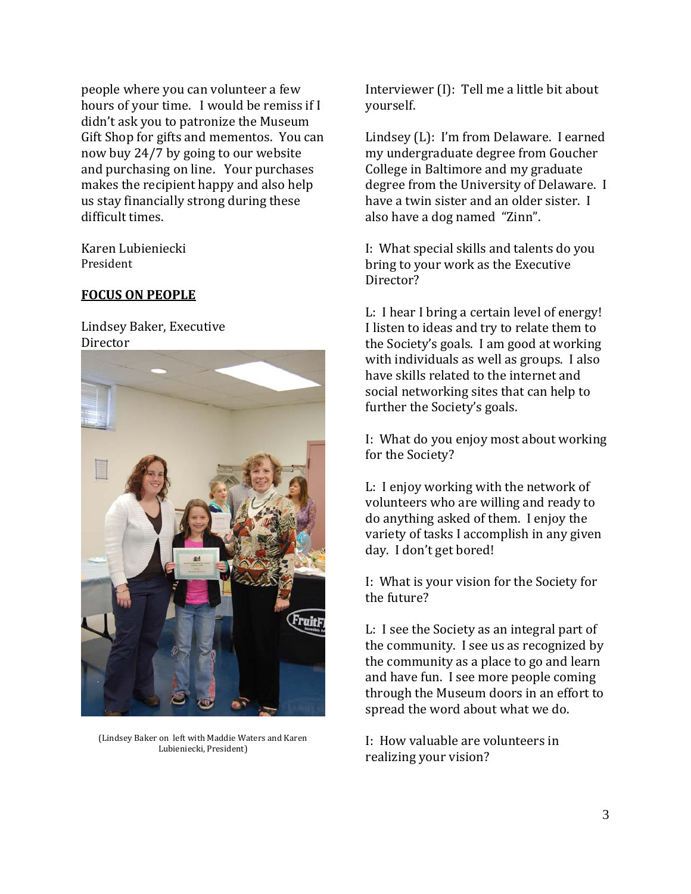people where you can volunteer a few hours of your time. I would be remiss if I didn't ask you to patronize the Museum Gift Shop for gifts and mementos. You can now buy 24/7 by going to our website and purchasing on line. Your purchases makes the recipient happy and also help us stay financially strong during these difficult times.

Karen Lubieniecki
President

**FOCUS ON PEOPLE**

Lindsey Baker, Executive Director

(Lindsey Baker on left with Maddie Waters and Karen Lubieniecki, President)

Interviewer (I): Tell me a little bit about yourself.

Lindsey (L): I'm from Delaware. I earned my undergraduate degree from Goucher College in Baltimore and my graduate degree from the University of Delaware. I have a twin sister and an older sister. I also have a dog named "Zinn".

I: What special skills and talents do you bring to your work as the Executive Director?

L: I hear I bring a certain level of energy! I listen to ideas and try to relate them to the Society's goals. I am good at working with individuals as well as groups. I also have skills related to the internet and social networking sites that can help to further the Society's goals.

I: What do you enjoy most about working for the Society?

L: I enjoy working with the network of volunteers who are willing and ready to do anything asked of them. I enjoy the variety of tasks I accomplish in any given day. I don't get bored!

I: What is your vision for the Society for the future?

L: I see the Society as an integral part of the community. I see us as recognized by the community as a place to go and learn and have fun. I see more people coming through the Museum doors in an effort to spread the word about what we do.

I: How valuable are volunteers in realizing your vision?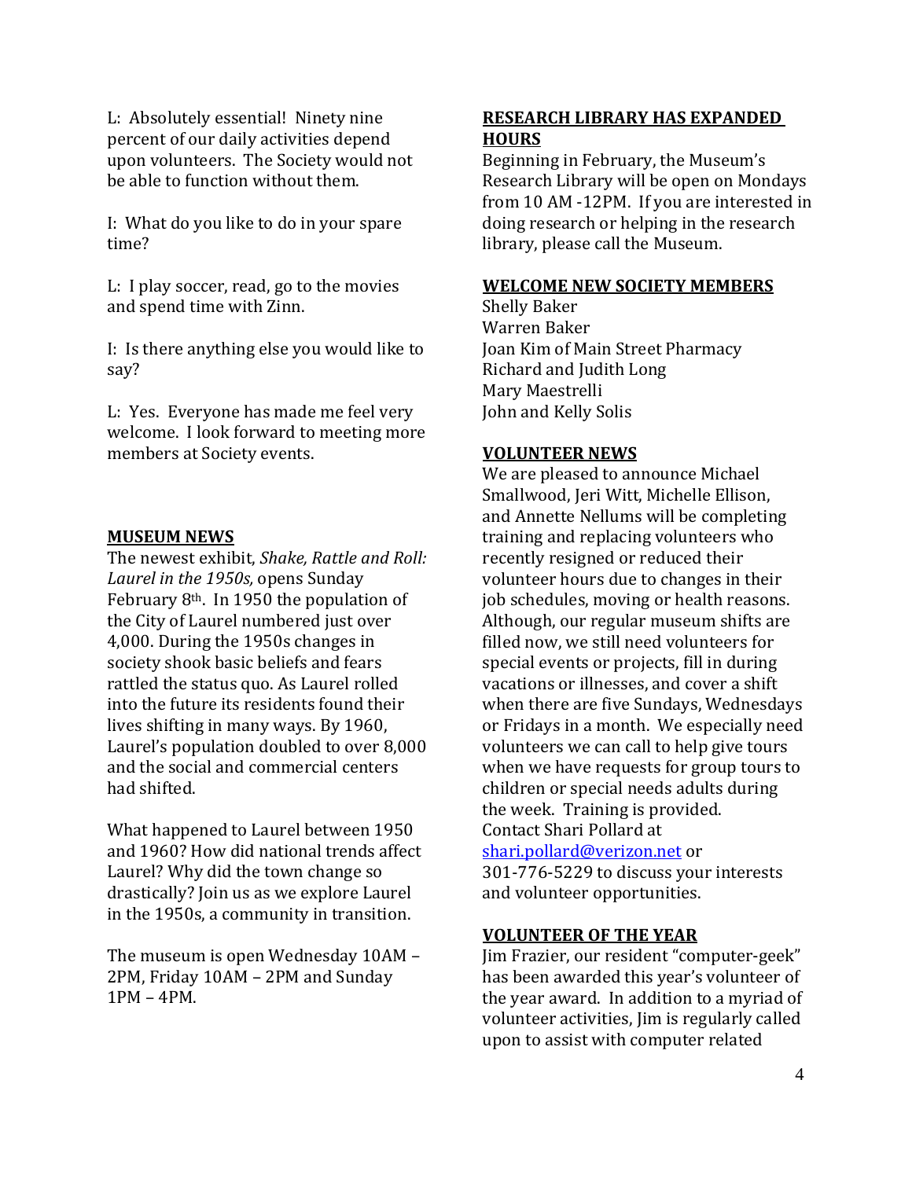L: Absolutely essential! Ninety nine percent of our daily activities depend upon volunteers. The Society would not be able to function without them.

I: What do you like to do in your spare time?

L: I play soccer, read, go to the movies and spend time with Zinn.

I: Is there anything else you would like to say?

L: Yes. Everyone has made me feel very welcome. I look forward to meeting more members at Society events.

## MUSEUM NEWS

The newest exhibit, *Shake, Rattle and Roll: Laurel in the 1950s,* opens Sunday February 8th. In 1950 the population of the City of Laurel numbered just over 4,000. During the 1950s changes in society shook basic beliefs and fears rattled the status quo. As Laurel rolled into the future its residents found their lives shifting in many ways. By 1960, Laurel's population doubled to over 8,000 and the social and commercial centers had shifted.

What happened to Laurel between 1950 and 1960? How did national trends affect Laurel? Why did the town change so drastically? Join us as we explore Laurel in the 1950s, a community in transition.

The museum is open Wednesday 10AM – 2PM, Friday 10AM – 2PM and Sunday 1PM – 4PM.

## RESEARCH LIBRARY HAS EXPANDED HOURS

Beginning in February, the Museum's Research Library will be open on Mondays from 10 AM -12PM. If you are interested in doing research or helping in the research library, please call the Museum.

## WELCOME NEW SOCIETY MEMBERS

Shelly Baker
Warren Baker
Joan Kim of Main Street Pharmacy
Richard and Judith Long
Mary Maestrelli
John and Kelly Solis

## VOLUNTEER NEWS

We are pleased to announce Michael Smallwood, Jeri Witt, Michelle Ellison, and Annette Nellums will be completing training and replacing volunteers who recently resigned or reduced their volunteer hours due to changes in their job schedules, moving or health reasons. Although, our regular museum shifts are filled now, we still need volunteers for special events or projects, fill in during vacations or illnesses, and cover a shift when there are five Sundays, Wednesdays or Fridays in a month. We especially need volunteers we can call to help give tours when we have requests for group tours to children or special needs adults during the week. Training is provided. Contact Shari Pollard at shari.pollard@verizon.net or 301-776-5229 to discuss your interests and volunteer opportunities.

## VOLUNTEER OF THE YEAR

Jim Frazier, our resident "computer-geek" has been awarded this year's volunteer of the year award. In addition to a myriad of volunteer activities, Jim is regularly called upon to assist with computer related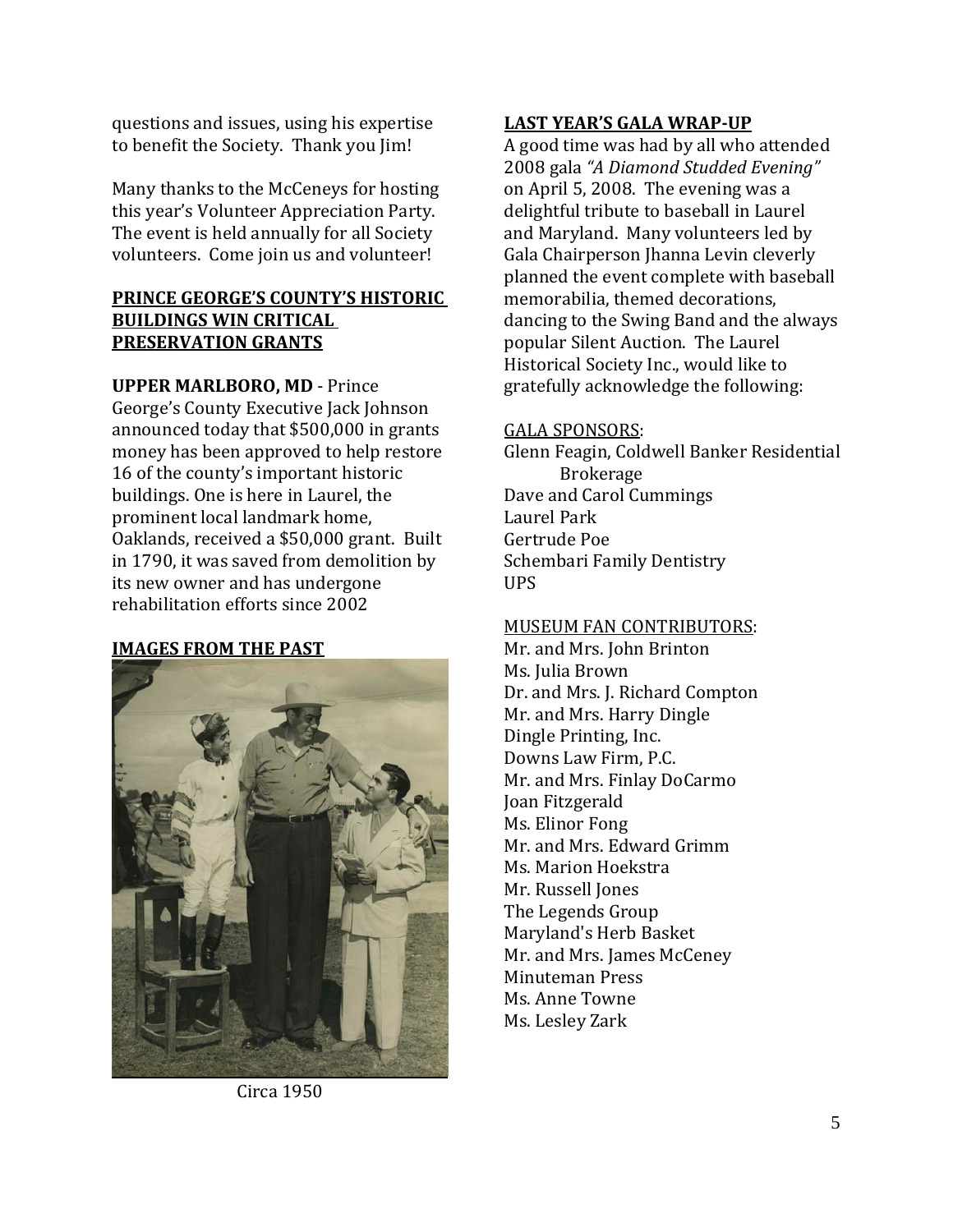questions and issues, using his expertise to benefit the Society. Thank you Jim!

Many thanks to the McCeneys for hosting this year's Volunteer Appreciation Party. The event is held annually for all Society volunteers. Come join us and volunteer!

## PRINCE GEORGE'S COUNTY'S HISTORIC BUILDINGS WIN CRITICAL PRESERVATION GRANTS

**UPPER MARLBORO, MD** - Prince George's County Executive Jack Johnson announced today that $500,000 in grants money has been approved to help restore 16 of the county's important historic buildings. One is here in Laurel, the prominent local landmark home, Oaklands, received a $50,000 grant. Built in 1790, it was saved from demolition by its new owner and has undergone rehabilitation efforts since 2002

## IMAGES FROM THE PAST

Circa 1950

## LAST YEAR'S GALA WRAP-UP

A good time was had by all who attended 2008 gala *"A Diamond Studded Evening"* on April 5, 2008. The evening was a delightful tribute to baseball in Laurel and Maryland. Many volunteers led by Gala Chairperson Jhanna Levin cleverly planned the event complete with baseball memorabilia, themed decorations, dancing to the Swing Band and the always popular Silent Auction. The Laurel Historical Society Inc., would like to gratefully acknowledge the following:

GALA SPONSORS:

Glenn Feagin, Coldwell Banker Residential Brokerage
Dave and Carol Cummings
Laurel Park
Gertrude Poe
Schembari Family Dentistry
UPS

MUSEUM FAN CONTRIBUTORS:

Mr. and Mrs. John Brinton
Ms. Julia Brown
Dr. and Mrs. J. Richard Compton
Mr. and Mrs. Harry Dingle
Dingle Printing, Inc.
Downs Law Firm, P.C.
Mr. and Mrs. Finlay DoCarmo
Joan Fitzgerald
Ms. Elinor Fong
Mr. and Mrs. Edward Grimm
Ms. Marion Hoekstra
Mr. Russell Jones
The Legends Group
Maryland's Herb Basket
Mr. and Mrs. James McCeney
Minuteman Press
Ms. Anne Towne
Ms. Lesley Zark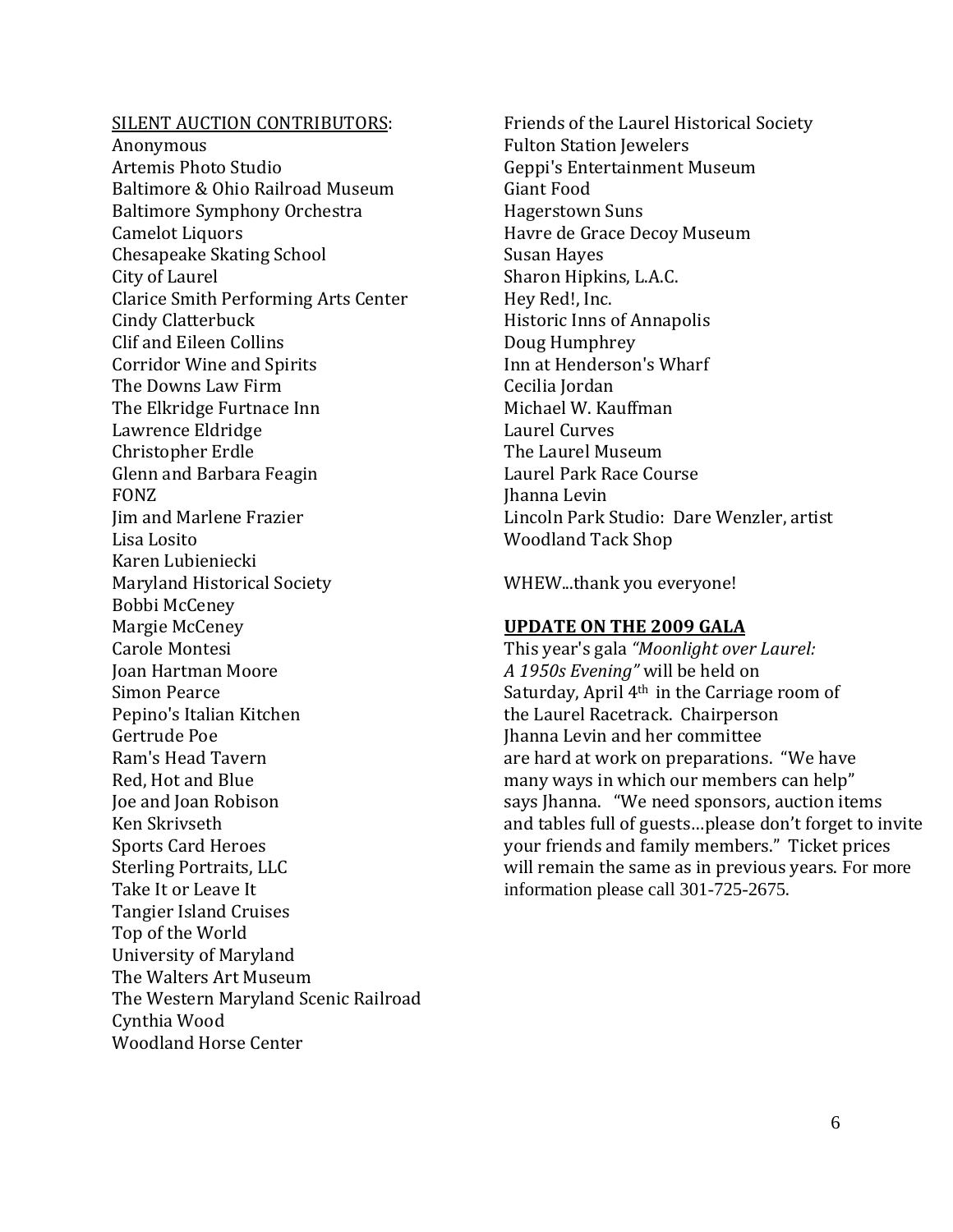SILENT AUCTION CONTRIBUTORS:

Anonymous
Artemis Photo Studio
Baltimore & Ohio Railroad Museum
Baltimore Symphony Orchestra
Camelot Liquors
Chesapeake Skating School
City of Laurel
Clarice Smith Performing Arts Center
Cindy Clatterbuck
Clif and Eileen Collins
Corridor Wine and Spirits
The Downs Law Firm
The Elkridge Furtnace Inn
Lawrence Eldridge
Christopher Erdle
Glenn and Barbara Feagin
FONZ
Jim and Marlene Frazier
Lisa Losito
Karen Lubieniecki
Maryland Historical Society
Bobbi McCeney
Margie McCeney
Carole Montesi
Joan Hartman Moore
Simon Pearce
Pepino's Italian Kitchen
Gertrude Poe
Ram's Head Tavern
Red, Hot and Blue
Joe and Joan Robison
Ken Skrivseth
Sports Card Heroes
Sterling Portraits, LLC
Take It or Leave It
Tangier Island Cruises
Top of the World
University of Maryland
The Walters Art Museum
The Western Maryland Scenic Railroad
Cynthia Wood
Woodland Horse Center
Friends of the Laurel Historical Society
Fulton Station Jewelers
Geppi's Entertainment Museum
Giant Food
Hagerstown Suns
Havre de Grace Decoy Museum
Susan Hayes
Sharon Hipkins, L.A.C.
Hey Red!, Inc.
Historic Inns of Annapolis
Doug Humphrey
Inn at Henderson's Wharf
Cecilia Jordan
Michael W. Kauffman
Laurel Curves
The Laurel Museum
Laurel Park Race Course
Jhanna Levin
Lincoln Park Studio: Dare Wenzler, artist
Woodland Tack Shop

WHEW...thank you everyone!

**UPDATE ON THE 2009 GALA**

This year's gala *"Moonlight over Laurel: A 1950s Evening"* will be held on Saturday, April 4th in the Carriage room of the Laurel Racetrack. Chairperson Jhanna Levin and her committee are hard at work on preparations. "We have many ways in which our members can help" says Jhanna. "We need sponsors, auction items and tables full of guests…please don't forget to invite your friends and family members." Ticket prices will remain the same as in previous years. For more information please call 301-725-2675.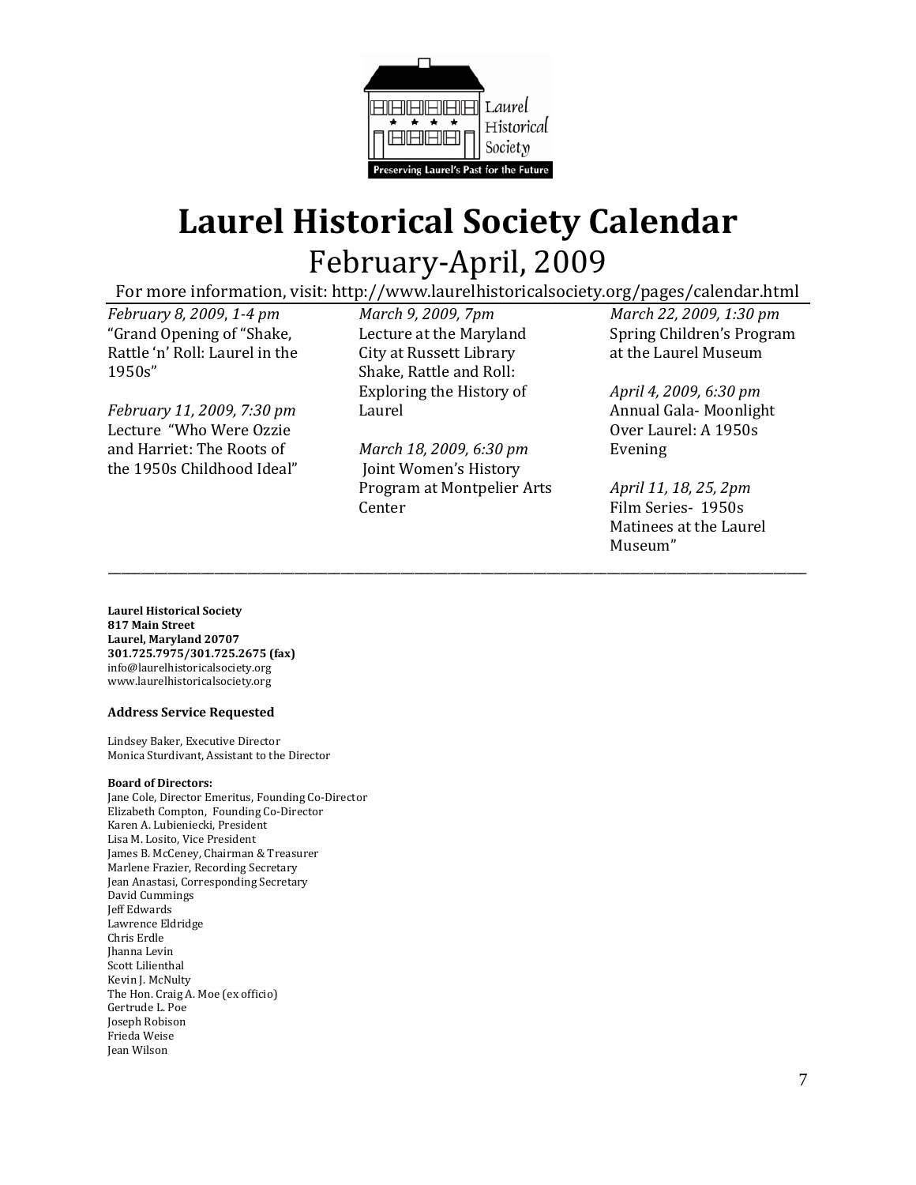Laurel Historical Society

Preserving Laurel's Past for the Future

# Laurel Historical Society Calendar

## February-April, 2009

For more information, visit: http://www.laurelhistoricalsociety.org/pages/calendar.html

*February 8, 2009, 1-4 pm*
"Grand Opening of "Shake, Rattle 'n' Roll: Laurel in the 1950s"

*February 11, 2009, 7:30 pm*
Lecture "Who Were Ozzie and Harriet: The Roots of the 1950s Childhood Ideal"

*March 9, 2009, 7pm*
Lecture at the Maryland City at Russett Library Shake, Rattle and Roll: Exploring the History of Laurel

*March 18, 2009, 6:30 pm*
Joint Women's History Program at Montpelier Arts Center

*March 22, 2009, 1:30 pm*
Spring Children's Program at the Laurel Museum

*April 4, 2009, 6:30 pm*
Annual Gala- Moonlight Over Laurel: A 1950s Evening

*April 11, 18, 25, 2pm*
Film Series- 1950s Matinees at the Laurel Museum"

---

**Laurel Historical Society**
**817 Main Street**
**Laurel, Maryland 20707**
**301.725.7975/301.725.2675 (fax)**
info@laurelhistoricalsociety.org
www.laurelhistoricalsociety.org

**Address Service Requested**

Lindsey Baker, Executive Director
Monica Sturdivant, Assistant to the Director

**Board of Directors:**
Jane Cole, Director Emeritus, Founding Co-Director
Elizabeth Compton, Founding Co-Director
Karen A. Lubieniecki, President
Lisa M. Losito, Vice President
James B. McCeney, Chairman & Treasurer
Marlene Frazier, Recording Secretary
Jean Anastasi, Corresponding Secretary
David Cummings
Jeff Edwards
Lawrence Eldridge
Chris Erdle
Jhanna Levin
Scott Lilienthal
Kevin J. McNulty
The Hon. Craig A. Moe (ex officio)
Gertrude L. Poe
Joseph Robison
Frieda Weise
Jean Wilson